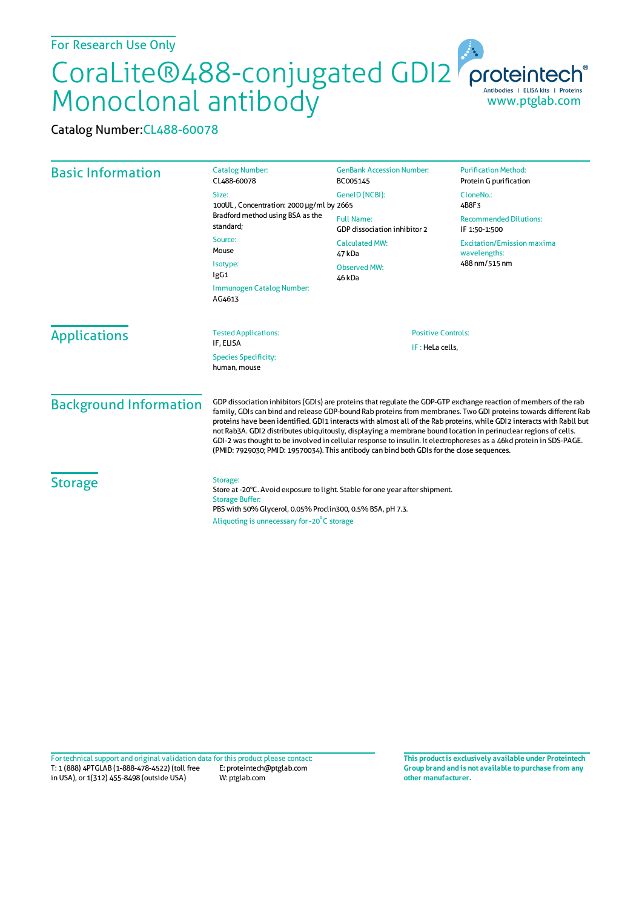For Research Use Only

# CoraLite®488-conjugated GDI2 Monoclonal antibody

proteintech® Antibodies | ELISA kits | Proteins
www.ptglab.com

Catalog Number:CL488-60078

## Basic Information

Catalog Number:
CL488-60078

Size:
100UL , Concentration: 2000 μg/ml by Bradford method using BSA as the standard;

Source:
Mouse

Isotype:
IgG1

Immunogen Catalog Number:
AG4613

GenBank Accession Number:
BC005145

GeneID (NCBI):
2665

Full Name:
GDP dissociation inhibitor 2

Calculated MW:
47 kDa

Observed MW:
46 kDa

Purification Method:
Protein G purification

CloneNo.:
4B8F3

Recommended Dilutions:
IF 1:50-1:500

Excitation/Emission maxima wavelengths:
488 nm/515 nm

## Applications

Tested Applications:
IF, ELISA

Species Specificity:
human, mouse

Positive Controls:
IF : HeLa cells,

## Background Information

GDP dissociation inhibitors (GDIs) are proteins that regulate the GDP-GTP exchange reaction of members of the rab family, GDIs can bind and release GDP-bound Rab proteins from membranes. Two GDI proteins towards different Rab proteins have been identified. GDI1 interacts with almost all of the Rab proteins, while GDI2 interacts with RablI but not Rab3A. GDI2 distributes ubiquitously, displaying a membrane bound location in perinuclear regions of cells. GDI-2 was thought to be involved in cellular response to insulin. It electrophoreses as a 46kd protein in SDS-PAGE. (PMID: 7929030; PMID: 19570034). This antibody can bind both GDIs for the close sequences.

## Storage

Storage:
Store at -20°C. Avoid exposure to light. Stable for one year after shipment.

Storage Buffer:
PBS with 50% Glycerol, 0.05% Proclin300, 0.5% BSA, pH 7.3.

Aliquoting is unnecessary for -20°C storage

For technical support and original validation data for this product please contact:
T: 1 (888) 4PTGLAB (1-888-478-4522) (toll free in USA), or 1(312) 455-8498 (outside USA)
E: proteintech@ptglab.com
W: ptglab.com

**This product is exclusively available under Proteintech Group brand and is not available to purchase from any other manufacturer.**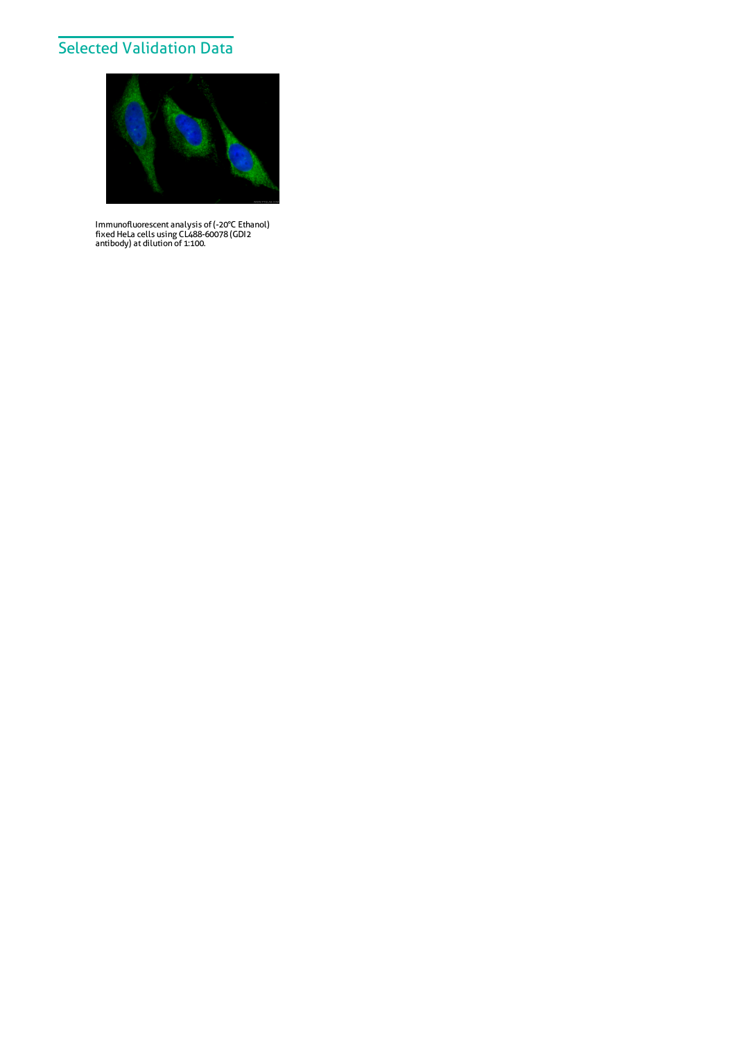## Selected Validation Data

Immunofluorescent analysis of (-20°C Ethanol) fixed HeLa cells using CL488-60078 (GDI2 antibody) at dilution of 1:100.